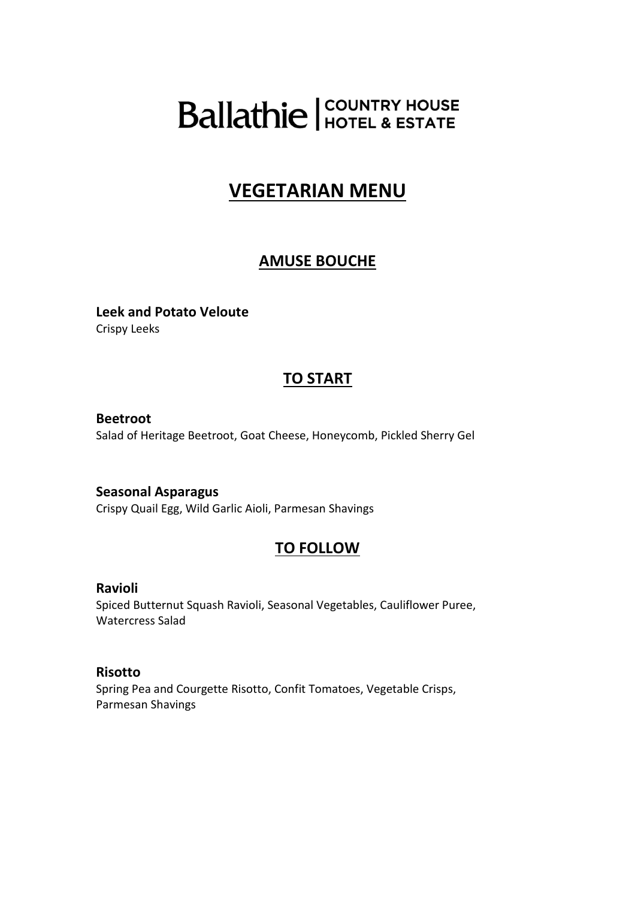# Ballathie | COUNTRY HOUSE HOTEL & ESTATE

## VEGETARIAN MENU

### AMUSE BOUCHE

**Leek and Potato Veloute**
Crispy Leeks

### TO START

**Beetroot**
Salad of Heritage Beetroot, Goat Cheese, Honeycomb, Pickled Sherry Gel

**Seasonal Asparagus**
Crispy Quail Egg, Wild Garlic Aioli, Parmesan Shavings

### TO FOLLOW

**Ravioli**
Spiced Butternut Squash Ravioli, Seasonal Vegetables, Cauliflower Puree, Watercress Salad

**Risotto**
Spring Pea and Courgette Risotto, Confit Tomatoes, Vegetable Crisps, Parmesan Shavings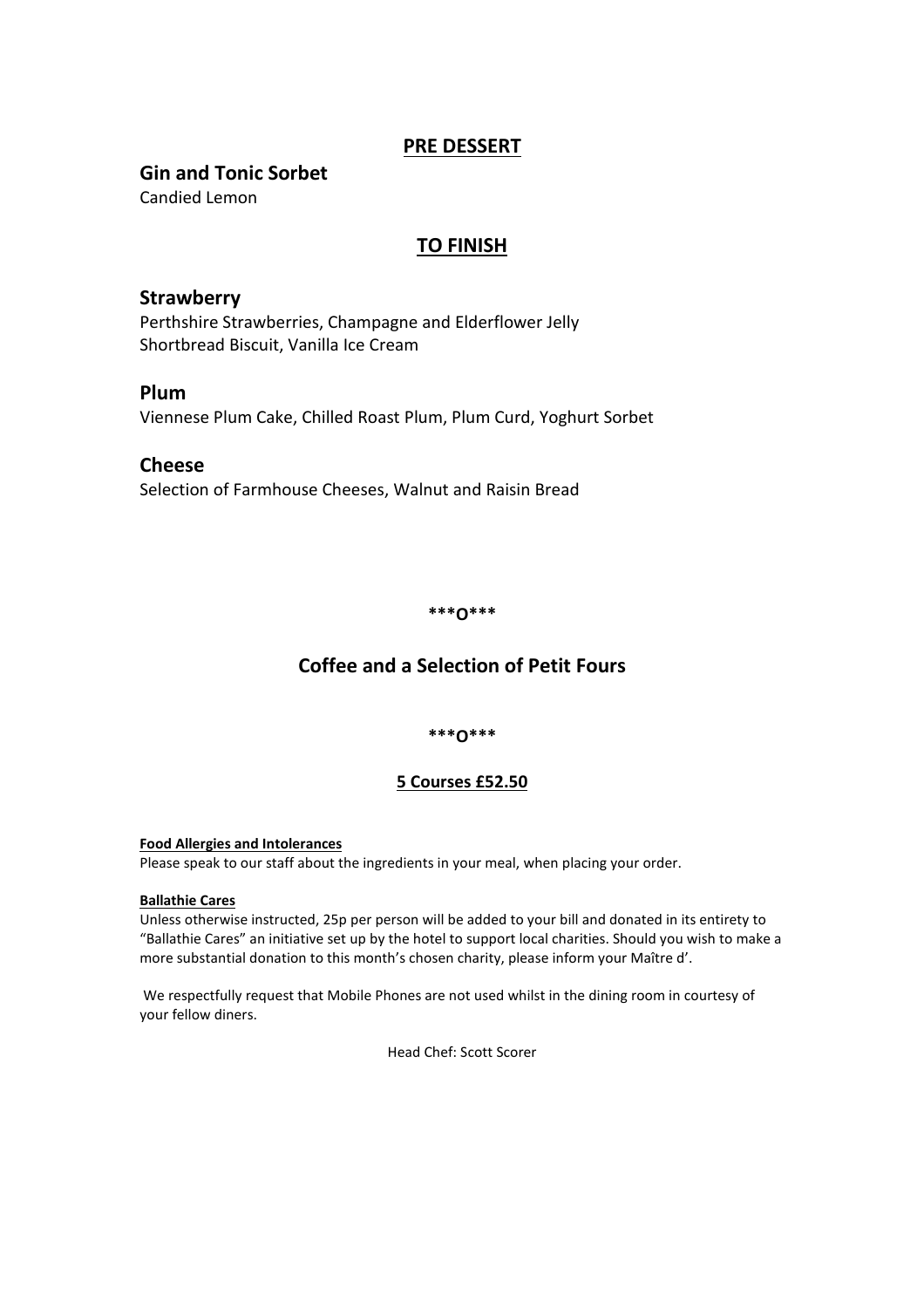## PRE DESSERT

### Gin and Tonic Sorbet

Candied Lemon

## TO FINISH

### Strawberry

Perthshire Strawberries, Champagne and Elderflower Jelly
Shortbread Biscuit, Vanilla Ice Cream

### Plum

Viennese Plum Cake, Chilled Roast Plum, Plum Curd, Yoghurt Sorbet

### Cheese

Selection of Farmhouse Cheeses, Walnut and Raisin Bread

***O***

### Coffee and a Selection of Petit Fours

***O***

**5 Courses £52.50**

**Food Allergies and Intolerances**
Please speak to our staff about the ingredients in your meal, when placing your order.

**Ballathie Cares**
Unless otherwise instructed, 25p per person will be added to your bill and donated in its entirety to "Ballathie Cares" an initiative set up by the hotel to support local charities. Should you wish to make a more substantial donation to this month's chosen charity, please inform your Maître d'.

We respectfully request that Mobile Phones are not used whilst in the dining room in courtesy of your fellow diners.

Head Chef: Scott Scorer